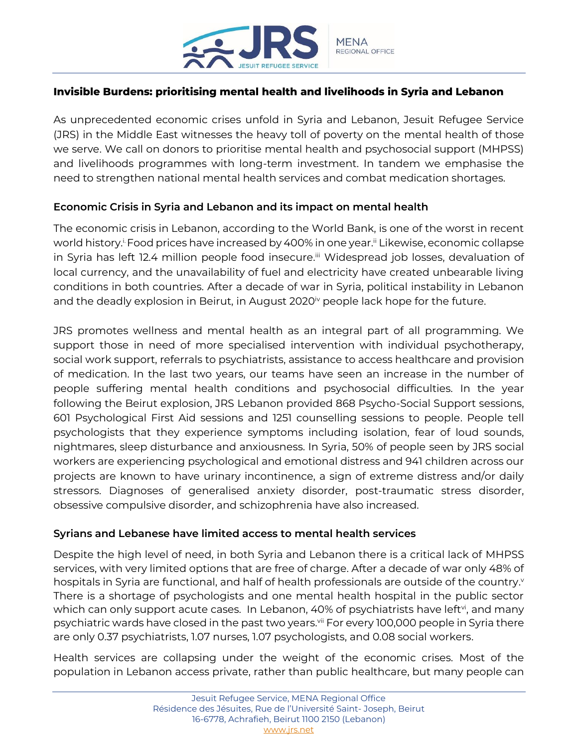# Invisible Burdens: prioritising mental health and livelihoods in Syria and Lebanon

As unprecedented economic crises unfold in Syria and Lebanon, Jesuit Refugee Service (JRS) in the Middle East witnesses the heavy toll of poverty on the mental health of those we serve. We call on donors to prioritise mental health and psychosocial support (MHPSS) and livelihoods programmes with long-term investment. In tandem we emphasise the need to strengthen national mental health services and combat medication shortages.

## Economic Crisis in Syria and Lebanon and its impact on mental health

The economic crisis in Lebanon, according to the World Bank, is one of the worst in recent world history.[i] Food prices have increased by 400% in one year.[ii] Likewise, economic collapse in Syria has left 12.4 million people food insecure.[iii] Widespread job losses, devaluation of local currency, and the unavailability of fuel and electricity have created unbearable living conditions in both countries. After a decade of war in Syria, political instability in Lebanon and the deadly explosion in Beirut, in August 2020[iv] people lack hope for the future.

JRS promotes wellness and mental health as an integral part of all programming. We support those in need of more specialised intervention with individual psychotherapy, social work support, referrals to psychiatrists, assistance to access healthcare and provision of medication. In the last two years, our teams have seen an increase in the number of people suffering mental health conditions and psychosocial difficulties. In the year following the Beirut explosion, JRS Lebanon provided 868 Psycho-Social Support sessions, 601 Psychological First Aid sessions and 1251 counselling sessions to people. People tell psychologists that they experience symptoms including isolation, fear of loud sounds, nightmares, sleep disturbance and anxiousness. In Syria, 50% of people seen by JRS social workers are experiencing psychological and emotional distress and 941 children across our projects are known to have urinary incontinence, a sign of extreme distress and/or daily stressors. Diagnoses of generalised anxiety disorder, post-traumatic stress disorder, obsessive compulsive disorder, and schizophrenia have also increased.

## Syrians and Lebanese have limited access to mental health services

Despite the high level of need, in both Syria and Lebanon there is a critical lack of MHPSS services, with very limited options that are free of charge. After a decade of war only 48% of hospitals in Syria are functional, and half of health professionals are outside of the country.[v] There is a shortage of psychologists and one mental health hospital in the public sector which can only support acute cases. In Lebanon, 40% of psychiatrists have left[vi], and many psychiatric wards have closed in the past two years.[vii] For every 100,000 people in Syria there are only 0.37 psychiatrists, 1.07 nurses, 1.07 psychologists, and 0.08 social workers.

Health services are collapsing under the weight of the economic crises. Most of the population in Lebanon access private, rather than public healthcare, but many people can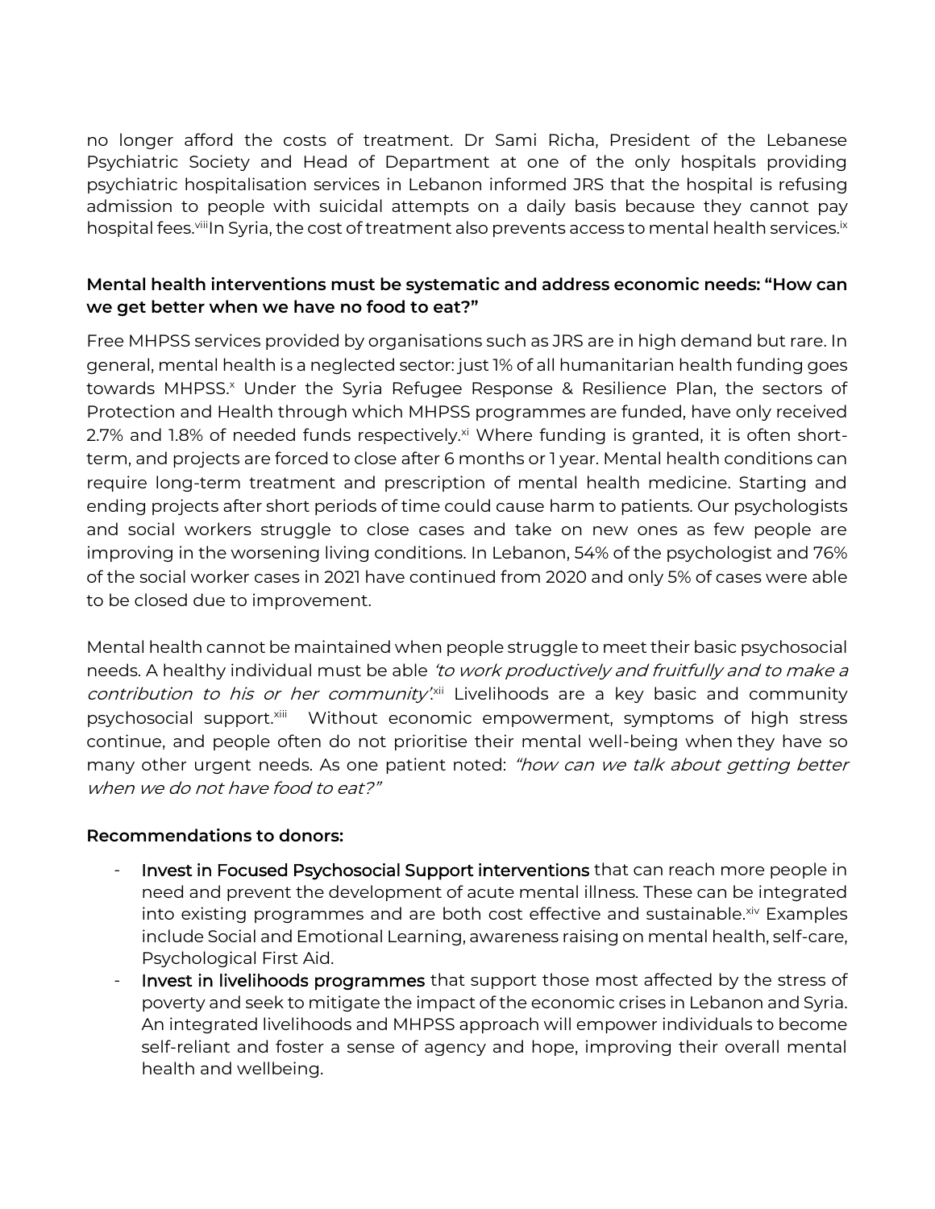no longer afford the costs of treatment. Dr Sami Richa, President of the Lebanese Psychiatric Society and Head of Department at one of the only hospitals providing psychiatric hospitalisation services in Lebanon informed JRS that the hospital is refusing admission to people with suicidal attempts on a daily basis because they cannot pay hospital fees.[viii] In Syria, the cost of treatment also prevents access to mental health services.[ix]

**Mental health interventions must be systematic and address economic needs: "How can we get better when we have no food to eat?"**

Free MHPSS services provided by organisations such as JRS are in high demand but rare. In general, mental health is a neglected sector: just 1% of all humanitarian health funding goes towards MHPSS.[x] Under the Syria Refugee Response & Resilience Plan, the sectors of Protection and Health through which MHPSS programmes are funded, have only received 2.7% and 1.8% of needed funds respectively.[xi] Where funding is granted, it is often short-term, and projects are forced to close after 6 months or 1 year. Mental health conditions can require long-term treatment and prescription of mental health medicine. Starting and ending projects after short periods of time could cause harm to patients. Our psychologists and social workers struggle to close cases and take on new ones as few people are improving in the worsening living conditions. In Lebanon, 54% of the psychologist and 76% of the social worker cases in 2021 have continued from 2020 and only 5% of cases were able to be closed due to improvement.

Mental health cannot be maintained when people struggle to meet their basic psychosocial needs. A healthy individual must be able *'to work productively and fruitfully and to make a contribution to his or her community'*.[xii] Livelihoods are a key basic and community psychosocial support.[xiii] Without economic empowerment, symptoms of high stress continue, and people often do not prioritise their mental well-being when they have so many other urgent needs. As one patient noted: *"how can we talk about getting better when we do not have food to eat?"*

**Recommendations to donors:**

- Invest in Focused Psychosocial Support interventions that can reach more people in need and prevent the development of acute mental illness. These can be integrated into existing programmes and are both cost effective and sustainable.[xiv] Examples include Social and Emotional Learning, awareness raising on mental health, self-care, Psychological First Aid.
- Invest in livelihoods programmes that support those most affected by the stress of poverty and seek to mitigate the impact of the economic crises in Lebanon and Syria. An integrated livelihoods and MHPSS approach will empower individuals to become self-reliant and foster a sense of agency and hope, improving their overall mental health and wellbeing.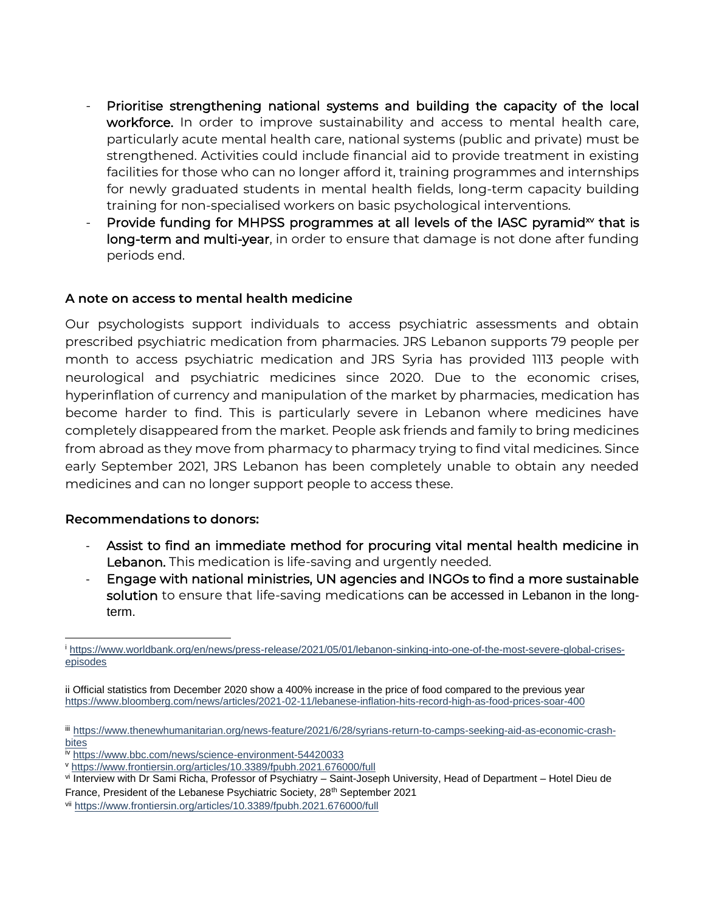- **Prioritise strengthening national systems and building the capacity of the local workforce.** In order to improve sustainability and access to mental health care, particularly acute mental health care, national systems (public and private) must be strengthened. Activities could include financial aid to provide treatment in existing facilities for those who can no longer afford it, training programmes and internships for newly graduated students in mental health fields, long-term capacity building training for non-specialised workers on basic psychological interventions.
- **Provide funding for MHPSS programmes at all levels of the IASC pyramid[xv] that is long-term and multi-year**, in order to ensure that damage is not done after funding periods end.

### A note on access to mental health medicine

Our psychologists support individuals to access psychiatric assessments and obtain prescribed psychiatric medication from pharmacies. JRS Lebanon supports 79 people per month to access psychiatric medication and JRS Syria has provided 1113 people with neurological and psychiatric medicines since 2020. Due to the economic crises, hyperinflation of currency and manipulation of the market by pharmacies, medication has become harder to find. This is particularly severe in Lebanon where medicines have completely disappeared from the market. People ask friends and family to bring medicines from abroad as they move from pharmacy to pharmacy trying to find vital medicines. Since early September 2021, JRS Lebanon has been completely unable to obtain any needed medicines and can no longer support people to access these.

### Recommendations to donors:

- **Assist to find an immediate method for procuring vital mental health medicine in Lebanon.** This medication is life-saving and urgently needed.
- **Engage with national ministries, UN agencies and INGOs to find a more sustainable solution** to ensure that life-saving medications can be accessed in Lebanon in the long-term.

---

[i] https://www.worldbank.org/en/news/press-release/2021/05/01/lebanon-sinking-into-one-of-the-most-severe-global-crises-episodes

ii Official statistics from December 2020 show a 400% increase in the price of food compared to the previous year https://www.bloomberg.com/news/articles/2021-02-11/lebanese-inflation-hits-record-high-as-food-prices-soar-400

[iii] https://www.thenewhumanitarian.org/news-feature/2021/6/28/syrians-return-to-camps-seeking-aid-as-economic-crash-bites

[iv] https://www.bbc.com/news/science-environment-54420033

[v] https://www.frontiersin.org/articles/10.3389/fpubh.2021.676000/full

[vi] Interview with Dr Sami Richa, Professor of Psychiatry – Saint-Joseph University, Head of Department – Hotel Dieu de France, President of the Lebanese Psychiatric Society, 28th September 2021

[vii] https://www.frontiersin.org/articles/10.3389/fpubh.2021.676000/full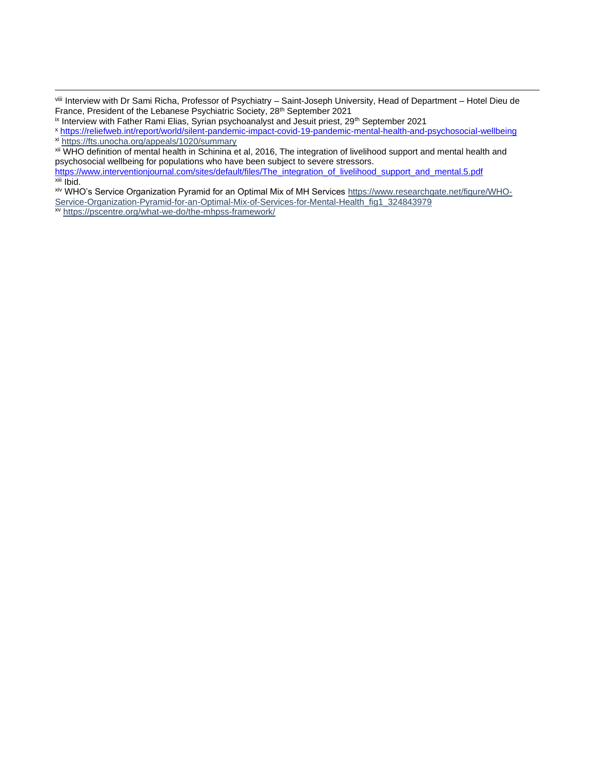[viii] Interview with Dr Sami Richa, Professor of Psychiatry – Saint-Joseph University, Head of Department – Hotel Dieu de France, President of the Lebanese Psychiatric Society, 28th September 2021

[ix] Interview with Father Rami Elias, Syrian psychoanalyst and Jesuit priest, 29th September 2021

[x] https://reliefweb.int/report/world/silent-pandemic-impact-covid-19-pandemic-mental-health-and-psychosocial-wellbeing

[xi] https://fts.unocha.org/appeals/1020/summary

[xii] WHO definition of mental health in Schinina et al, 2016, The integration of livelihood support and mental health and psychosocial wellbeing for populations who have been subject to severe stressors. https://www.interventionjournal.com/sites/default/files/The_integration_of_livelihood_support_and_mental.5.pdf

[xiii] Ibid.

[xiv] WHO's Service Organization Pyramid for an Optimal Mix of MH Services https://www.researchgate.net/figure/WHO-Service-Organization-Pyramid-for-an-Optimal-Mix-of-Services-for-Mental-Health_fig1_324843979

[xv] https://pscentre.org/what-we-do/the-mhpss-framework/